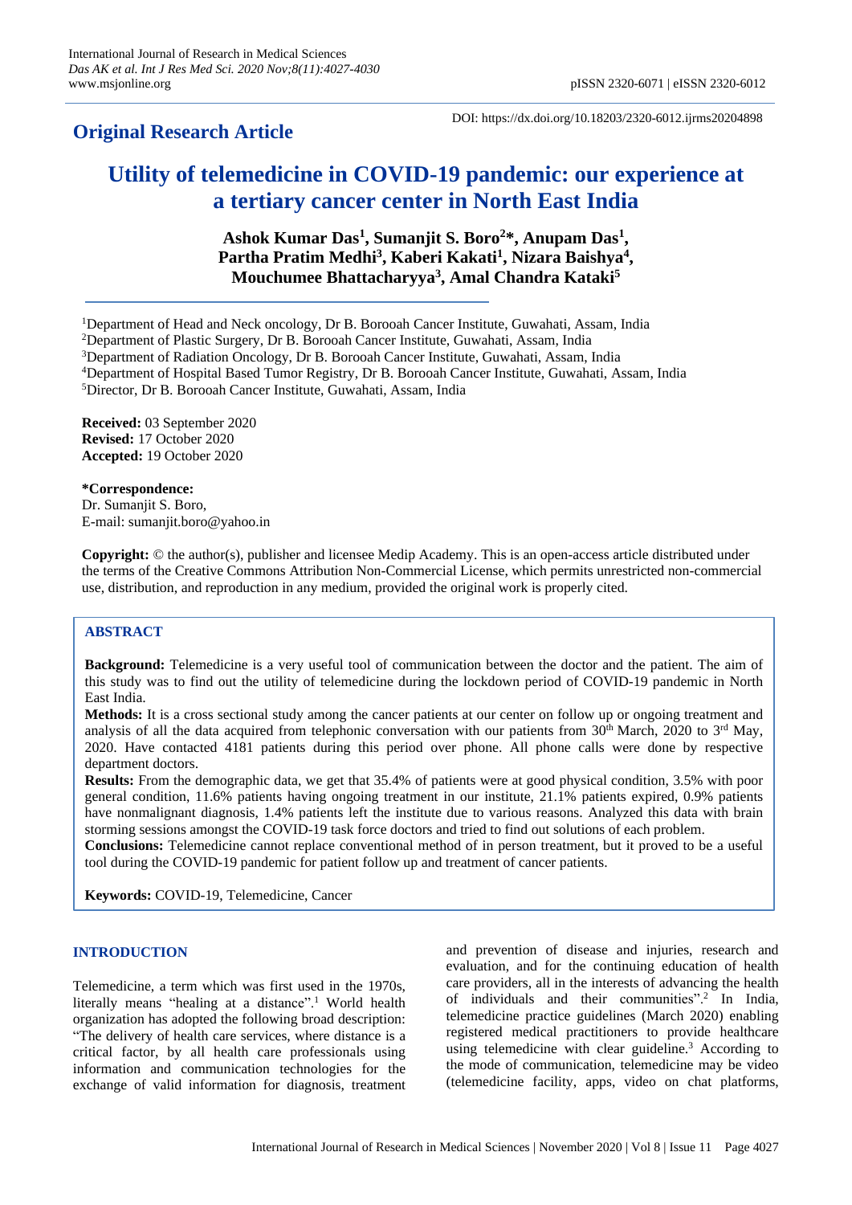## Original Research Article

DOI: https://dx.doi.org/10.18203/2320-6012.ijrms20204898

# Utility of telemedicine in COVID-19 pandemic: our experience at a tertiary cancer center in North East India

**Ashok Kumar Das[1], Sumanjit S. Boro[2]\*, Anupam Das[1], Partha Pratim Medhi[3], Kaberi Kakati[1], Nizara Baishya[4], Mouchumee Bhattacharyya[3], Amal Chandra Kataki[5]**

[1]Department of Head and Neck oncology, Dr B. Borooah Cancer Institute, Guwahati, Assam, India
[2]Department of Plastic Surgery, Dr B. Borooah Cancer Institute, Guwahati, Assam, India
[3]Department of Radiation Oncology, Dr B. Borooah Cancer Institute, Guwahati, Assam, India
[4]Department of Hospital Based Tumor Registry, Dr B. Borooah Cancer Institute, Guwahati, Assam, India
[5]Director, Dr B. Borooah Cancer Institute, Guwahati, Assam, India

**Received:** 03 September 2020
**Revised:** 17 October 2020
**Accepted:** 19 October 2020

**\*Correspondence:**
Dr. Sumanjit S. Boro,
E-mail: sumanjit.boro@yahoo.in

**Copyright:** © the author(s), publisher and licensee Medip Academy. This is an open-access article distributed under the terms of the Creative Commons Attribution Non-Commercial License, which permits unrestricted non-commercial use, distribution, and reproduction in any medium, provided the original work is properly cited.

## ABSTRACT

**Background:** Telemedicine is a very useful tool of communication between the doctor and the patient. The aim of this study was to find out the utility of telemedicine during the lockdown period of COVID-19 pandemic in North East India.

**Methods:** It is a cross sectional study among the cancer patients at our center on follow up or ongoing treatment and analysis of all the data acquired from telephonic conversation with our patients from 30th March, 2020 to 3rd May, 2020. Have contacted 4181 patients during this period over phone. All phone calls were done by respective department doctors.

**Results:** From the demographic data, we get that 35.4% of patients were at good physical condition, 3.5% with poor general condition, 11.6% patients having ongoing treatment in our institute, 21.1% patients expired, 0.9% patients have nonmalignant diagnosis, 1.4% patients left the institute due to various reasons. Analyzed this data with brain storming sessions amongst the COVID-19 task force doctors and tried to find out solutions of each problem.

**Conclusions:** Telemedicine cannot replace conventional method of in person treatment, but it proved to be a useful tool during the COVID-19 pandemic for patient follow up and treatment of cancer patients.

**Keywords:** COVID-19, Telemedicine, Cancer

## INTRODUCTION

Telemedicine, a term which was first used in the 1970s, literally means "healing at a distance".[1] World health organization has adopted the following broad description: "The delivery of health care services, where distance is a critical factor, by all health care professionals using information and communication technologies for the exchange of valid information for diagnosis, treatment and prevention of disease and injuries, research and evaluation, and for the continuing education of health care providers, all in the interests of advancing the health of individuals and their communities".[2] In India, telemedicine practice guidelines (March 2020) enabling registered medical practitioners to provide healthcare using telemedicine with clear guideline.[3] According to the mode of communication, telemedicine may be video (telemedicine facility, apps, video on chat platforms,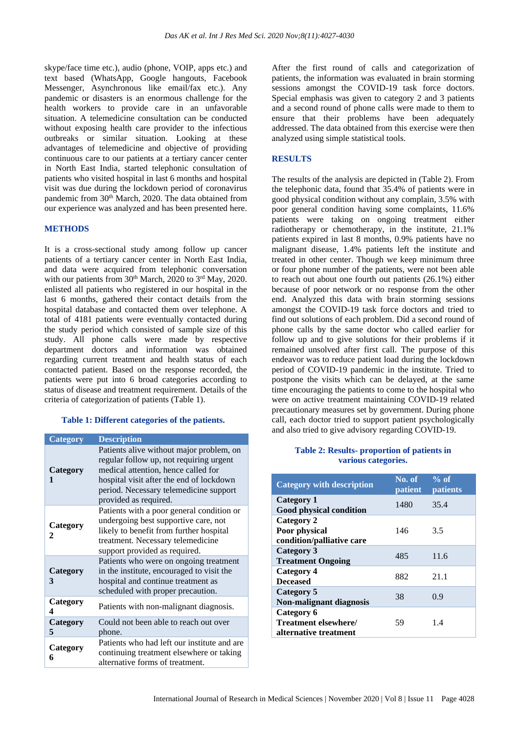skype/face time etc.), audio (phone, VOIP, apps etc.) and text based (WhatsApp, Google hangouts, Facebook Messenger, Asynchronous like email/fax etc.). Any pandemic or disasters is an enormous challenge for the health workers to provide care in an unfavorable situation. A telemedicine consultation can be conducted without exposing health care provider to the infectious outbreaks or similar situation. Looking at these advantages of telemedicine and objective of providing continuous care to our patients at a tertiary cancer center in North East India, started telephonic consultation of patients who visited hospital in last 6 months and hospital visit was due during the lockdown period of coronavirus pandemic from 30th March, 2020. The data obtained from our experience was analyzed and has been presented here.

## METHODS

It is a cross-sectional study among follow up cancer patients of a tertiary cancer center in North East India, and data were acquired from telephonic conversation with our patients from 30th March, 2020 to 3rd May, 2020. enlisted all patients who registered in our hospital in the last 6 months, gathered their contact details from the hospital database and contacted them over telephone. A total of 4181 patients were eventually contacted during the study period which consisted of sample size of this study. All phone calls were made by respective department doctors and information was obtained regarding current treatment and health status of each contacted patient. Based on the response recorded, the patients were put into 6 broad categories according to status of disease and treatment requirement. Details of the criteria of categorization of patients (Table 1).

**Table 1: Different categories of the patients.**

| Category | Description |
|---|---|
| **Category 1** | Patients alive without major problem, on regular follow up, not requiring urgent medical attention, hence called for hospital visit after the end of lockdown period. Necessary telemedicine support provided as required. |
| **Category 2** | Patients with a poor general condition or undergoing best supportive care, not likely to benefit from further hospital treatment. Necessary telemedicine support provided as required. |
| **Category 3** | Patients who were on ongoing treatment in the institute, encouraged to visit the hospital and continue treatment as scheduled with proper precaution. |
| **Category 4** | Patients with non-malignant diagnosis. |
| **Category 5** | Could not been able to reach out over phone. |
| **Category 6** | Patients who had left our institute and are continuing treatment elsewhere or taking alternative forms of treatment. |

After the first round of calls and categorization of patients, the information was evaluated in brain storming sessions amongst the COVID-19 task force doctors. Special emphasis was given to category 2 and 3 patients and a second round of phone calls were made to them to ensure that their problems have been adequately addressed. The data obtained from this exercise were then analyzed using simple statistical tools.

## RESULTS

The results of the analysis are depicted in (Table 2). From the telephonic data, found that 35.4% of patients were in good physical condition without any complain, 3.5% with poor general condition having some complaints, 11.6% patients were taking on ongoing treatment either radiotherapy or chemotherapy, in the institute, 21.1% patients expired in last 8 months, 0.9% patients have no malignant disease, 1.4% patients left the institute and treated in other center. Though we keep minimum three or four phone number of the patients, were not been able to reach out about one fourth out patients (26.1%) either because of poor network or no response from the other end. Analyzed this data with brain storming sessions amongst the COVID-19 task force doctors and tried to find out solutions of each problem. Did a second round of phone calls by the same doctor who called earlier for follow up and to give solutions for their problems if it remained unsolved after first call. The purpose of this endeavor was to reduce patient load during the lockdown period of COVID-19 pandemic in the institute. Tried to postpone the visits which can be delayed, at the same time encouraging the patients to come to the hospital who were on active treatment maintaining COVID-19 related precautionary measures set by government. During phone call, each doctor tried to support patient psychologically and also tried to give advisory regarding COVID-19.

**Table 2: Results- proportion of patients in various categories.**

| Category with description | No. of patient | % of patients |
|---|---|---|
| **Category 1 Good physical condition** | 1480 | 35.4 |
| **Category 2 Poor physical condition/palliative care** | 146 | 3.5 |
| **Category 3 Treatment Ongoing** | 485 | 11.6 |
| **Category 4 Deceased** | 882 | 21.1 |
| **Category 5 Non-malignant diagnosis** | 38 | 0.9 |
| **Category 6 Treatment elsewhere/ alternative treatment** | 59 | 1.4 |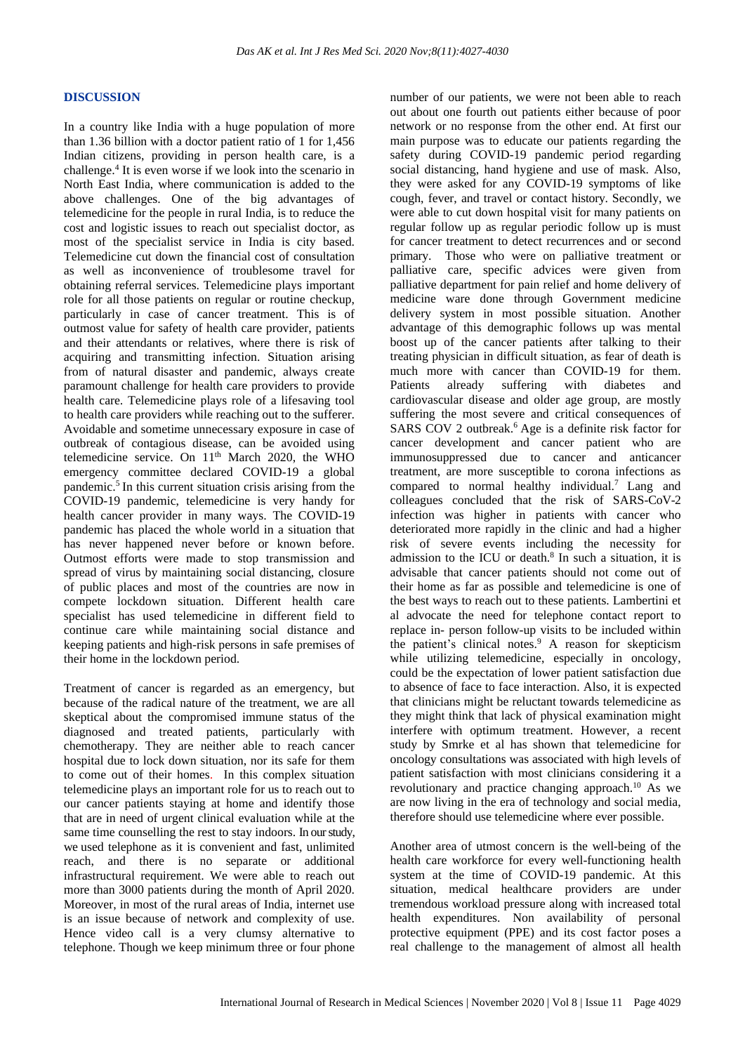## DISCUSSION

In a country like India with a huge population of more than 1.36 billion with a doctor patient ratio of 1 for 1,456 Indian citizens, providing in person health care, is a challenge.[4] It is even worse if we look into the scenario in North East India, where communication is added to the above challenges. One of the big advantages of telemedicine for the people in rural India, is to reduce the cost and logistic issues to reach out specialist doctor, as most of the specialist service in India is city based. Telemedicine cut down the financial cost of consultation as well as inconvenience of troublesome travel for obtaining referral services. Telemedicine plays important role for all those patients on regular or routine checkup, particularly in case of cancer treatment. This is of outmost value for safety of health care provider, patients and their attendants or relatives, where there is risk of acquiring and transmitting infection. Situation arising from of natural disaster and pandemic, always create paramount challenge for health care providers to provide health care. Telemedicine plays role of a lifesaving tool to health care providers while reaching out to the sufferer. Avoidable and sometime unnecessary exposure in case of outbreak of contagious disease, can be avoided using telemedicine service. On 11th March 2020, the WHO emergency committee declared COVID-19 a global pandemic.[5] In this current situation crisis arising from the COVID-19 pandemic, telemedicine is very handy for health cancer provider in many ways. The COVID-19 pandemic has placed the whole world in a situation that has never happened never before or known before. Outmost efforts were made to stop transmission and spread of virus by maintaining social distancing, closure of public places and most of the countries are now in compete lockdown situation. Different health care specialist has used telemedicine in different field to continue care while maintaining social distance and keeping patients and high-risk persons in safe premises of their home in the lockdown period.

Treatment of cancer is regarded as an emergency, but because of the radical nature of the treatment, we are all skeptical about the compromised immune status of the diagnosed and treated patients, particularly with chemotherapy. They are neither able to reach cancer hospital due to lock down situation, nor its safe for them to come out of their homes. In this complex situation telemedicine plays an important role for us to reach out to our cancer patients staying at home and identify those that are in need of urgent clinical evaluation while at the same time counselling the rest to stay indoors. In our study, we used telephone as it is convenient and fast, unlimited reach, and there is no separate or additional infrastructural requirement. We were able to reach out more than 3000 patients during the month of April 2020. Moreover, in most of the rural areas of India, internet use is an issue because of network and complexity of use. Hence video call is a very clumsy alternative to telephone. Though we keep minimum three or four phone number of our patients, we were not been able to reach out about one fourth out patients either because of poor network or no response from the other end. At first our main purpose was to educate our patients regarding the safety during COVID-19 pandemic period regarding social distancing, hand hygiene and use of mask. Also, they were asked for any COVID-19 symptoms of like cough, fever, and travel or contact history. Secondly, we were able to cut down hospital visit for many patients on regular follow up as regular periodic follow up is must for cancer treatment to detect recurrences and or second primary. Those who were on palliative treatment or palliative care, specific advices were given from palliative department for pain relief and home delivery of medicine ware done through Government medicine delivery system in most possible situation. Another advantage of this demographic follows up was mental boost up of the cancer patients after talking to their treating physician in difficult situation, as fear of death is much more with cancer than COVID-19 for them. Patients already suffering with diabetes and cardiovascular disease and older age group, are mostly suffering the most severe and critical consequences of SARS COV 2 outbreak.[6] Age is a definite risk factor for cancer development and cancer patient who are immunosuppressed due to cancer and anticancer treatment, are more susceptible to corona infections as compared to normal healthy individual.[7] Lang and colleagues concluded that the risk of SARS-CoV-2 infection was higher in patients with cancer who deteriorated more rapidly in the clinic and had a higher risk of severe events including the necessity for admission to the ICU or death.[8] In such a situation, it is advisable that cancer patients should not come out of their home as far as possible and telemedicine is one of the best ways to reach out to these patients. Lambertini et al advocate the need for telephone contact report to replace in- person follow-up visits to be included within the patient's clinical notes.[9] A reason for skepticism while utilizing telemedicine, especially in oncology, could be the expectation of lower patient satisfaction due to absence of face to face interaction. Also, it is expected that clinicians might be reluctant towards telemedicine as they might think that lack of physical examination might interfere with optimum treatment. However, a recent study by Smrke et al has shown that telemedicine for oncology consultations was associated with high levels of patient satisfaction with most clinicians considering it a revolutionary and practice changing approach.[10] As we are now living in the era of technology and social media, therefore should use telemedicine where ever possible.

Another area of utmost concern is the well-being of the health care workforce for every well-functioning health system at the time of COVID-19 pandemic. At this situation, medical healthcare providers are under tremendous workload pressure along with increased total health expenditures. Non availability of personal protective equipment (PPE) and its cost factor poses a real challenge to the management of almost all health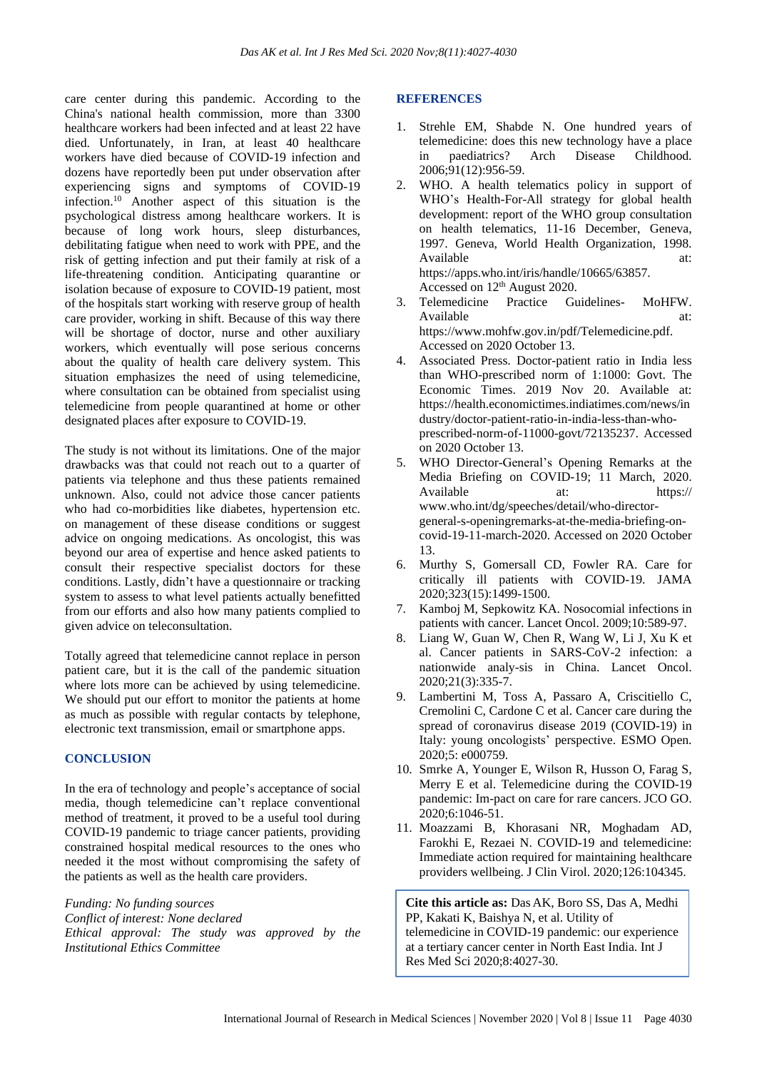care center during this pandemic. According to the China's national health commission, more than 3300 healthcare workers had been infected and at least 22 have died. Unfortunately, in Iran, at least 40 healthcare workers have died because of COVID-19 infection and dozens have reportedly been put under observation after experiencing signs and symptoms of COVID-19 infection.[10] Another aspect of this situation is the psychological distress among healthcare workers. It is because of long work hours, sleep disturbances, debilitating fatigue when need to work with PPE, and the risk of getting infection and put their family at risk of a life-threatening condition. Anticipating quarantine or isolation because of exposure to COVID-19 patient, most of the hospitals start working with reserve group of health care provider, working in shift. Because of this way there will be shortage of doctor, nurse and other auxiliary workers, which eventually will pose serious concerns about the quality of health care delivery system. This situation emphasizes the need of using telemedicine, where consultation can be obtained from specialist using telemedicine from people quarantined at home or other designated places after exposure to COVID-19.

The study is not without its limitations. One of the major drawbacks was that could not reach out to a quarter of patients via telephone and thus these patients remained unknown. Also, could not advice those cancer patients who had co-morbidities like diabetes, hypertension etc. on management of these disease conditions or suggest advice on ongoing medications. As oncologist, this was beyond our area of expertise and hence asked patients to consult their respective specialist doctors for these conditions. Lastly, didn't have a questionnaire or tracking system to assess to what level patients actually benefitted from our efforts and also how many patients complied to given advice on teleconsultation.

Totally agreed that telemedicine cannot replace in person patient care, but it is the call of the pandemic situation where lots more can be achieved by using telemedicine. We should put our effort to monitor the patients at home as much as possible with regular contacts by telephone, electronic text transmission, email or smartphone apps.

## CONCLUSION

In the era of technology and people's acceptance of social media, though telemedicine can't replace conventional method of treatment, it proved to be a useful tool during COVID-19 pandemic to triage cancer patients, providing constrained hospital medical resources to the ones who needed it the most without compromising the safety of the patients as well as the health care providers.

*Funding: No funding sources*
*Conflict of interest: None declared*
*Ethical approval: The study was approved by the Institutional Ethics Committee*

## REFERENCES

1. Strehle EM, Shabde N. One hundred years of telemedicine: does this new technology have a place in paediatrics? Arch Disease Childhood. 2006;91(12):956-59.
2. WHO. A health telematics policy in support of WHO's Health-For-All strategy for global health development: report of the WHO group consultation on health telematics, 11-16 December, Geneva, 1997. Geneva, World Health Organization, 1998. Available at: https://apps.who.int/iris/handle/10665/63857. Accessed on 12th August 2020.
3. Telemedicine Practice Guidelines- MoHFW. Available at: https://www.mohfw.gov.in/pdf/Telemedicine.pdf. Accessed on 2020 October 13.
4. Associated Press. Doctor-patient ratio in India less than WHO-prescribed norm of 1:1000: Govt. The Economic Times. 2019 Nov 20. Available at: https://health.economictimes.indiatimes.com/news/industry/doctor-patient-ratio-in-india-less-than-who-prescribed-norm-of-11000-govt/72135237. Accessed on 2020 October 13.
5. WHO Director-General's Opening Remarks at the Media Briefing on COVID-19; 11 March, 2020. Available at: https:// www.who.int/dg/speeches/detail/who-director-general-s-openingremarks-at-the-media-briefing-on-covid-19-11-march-2020. Accessed on 2020 October 13.
6. Murthy S, Gomersall CD, Fowler RA. Care for critically ill patients with COVID-19. JAMA 2020;323(15):1499-1500.
7. Kamboj M, Sepkowitz KA. Nosocomial infections in patients with cancer. Lancet Oncol. 2009;10:589-97.
8. Liang W, Guan W, Chen R, Wang W, Li J, Xu K et al. Cancer patients in SARS-CoV-2 infection: a nationwide analy-sis in China. Lancet Oncol. 2020;21(3):335-7.
9. Lambertini M, Toss A, Passaro A, Criscitiello C, Cremolini C, Cardone C et al. Cancer care during the spread of coronavirus disease 2019 (COVID-19) in Italy: young oncologists' perspective. ESMO Open. 2020;5: e000759.
10. Smrke A, Younger E, Wilson R, Husson O, Farag S, Merry E et al. Telemedicine during the COVID-19 pandemic: Im-pact on care for rare cancers. JCO GO. 2020;6:1046-51.
11. Moazzami B, Khorasani NR, Moghadam AD, Farokhi E, Rezaei N. COVID-19 and telemedicine: Immediate action required for maintaining healthcare providers wellbeing. J Clin Virol. 2020;126:104345.

**Cite this article as:** Das AK, Boro SS, Das A, Medhi PP, Kakati K, Baishya N, et al. Utility of telemedicine in COVID-19 pandemic: our experience at a tertiary cancer center in North East India. Int J Res Med Sci 2020;8:4027-30.